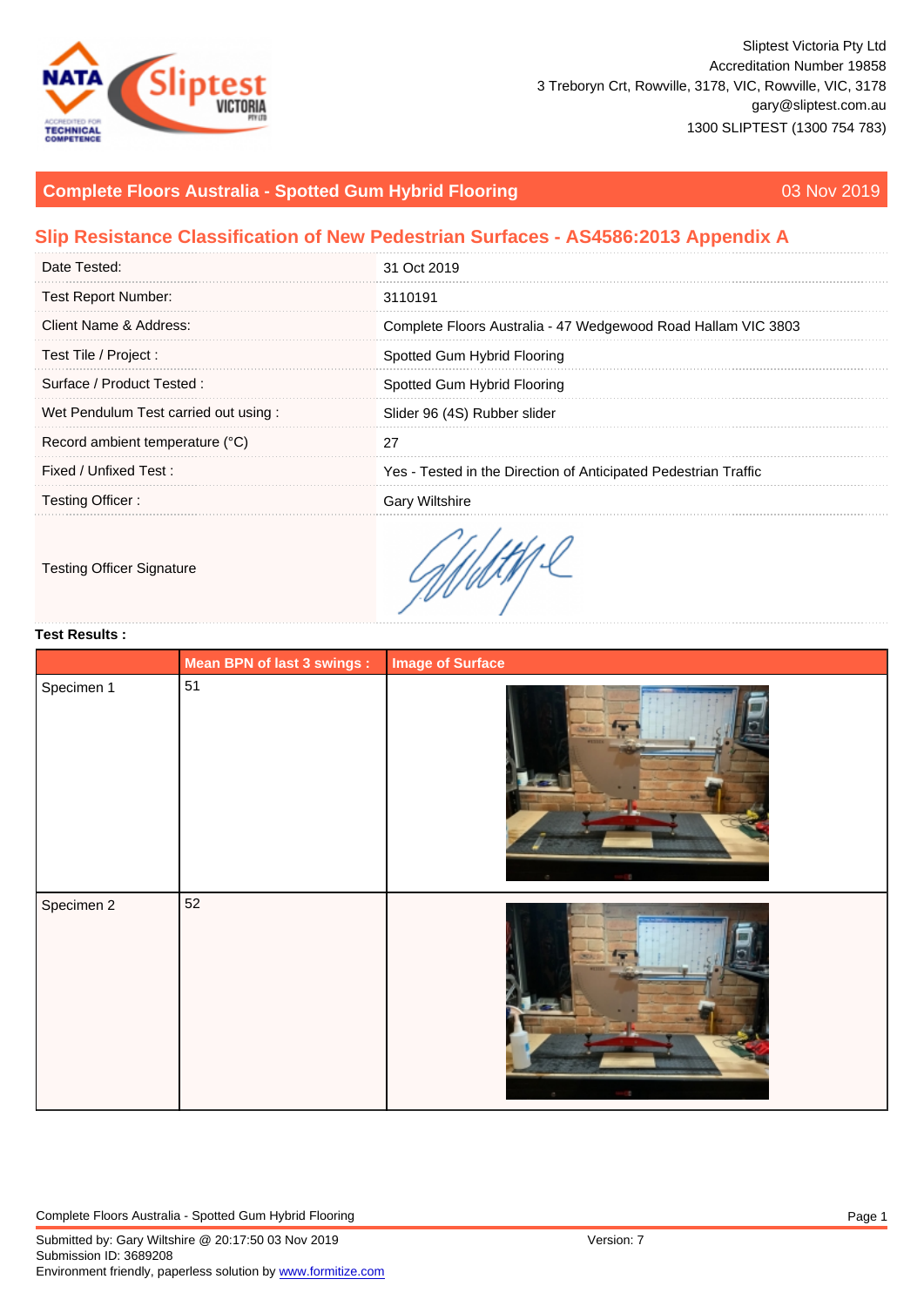Sliptest Victoria Pty Ltd
Accreditation Number 19858
3 Treboryn Crt, Rowville, 3178, VIC, Rowville, VIC, 3178
gary@sliptest.com.au
1300 SLIPTEST (1300 754 783)

## Complete Floors Australia - Spotted Gum Hybrid Flooring

03 Nov 2019

## Slip Resistance Classification of New Pedestrian Surfaces - AS4586:2013 Appendix A

| | |
|---|---|
| Date Tested: | 31 Oct 2019 |
| Test Report Number: | 3110191 |
| Client Name & Address: | Complete Floors Australia - 47 Wedgewood Road Hallam VIC 3803 |
| Test Tile / Project : | Spotted Gum Hybrid Flooring |
| Surface / Product Tested : | Spotted Gum Hybrid Flooring |
| Wet Pendulum Test carried out using : | Slider 96 (4S) Rubber slider |
| Record ambient temperature (°C) | 27 |
| Fixed / Unfixed Test : | Yes - Tested in the Direction of Anticipated Pedestrian Traffic |
| Testing Officer : | Gary Wiltshire |
| Testing Officer Signature | |

**Test Results :**

| | Mean BPN of last 3 swings : | Image of Surface |
|---|---|---|
| Specimen 1 | 51 | |
| Specimen 2 | 52 | |

Submitted by: Gary Wiltshire @ 20:17:50 03 Nov 2019
Submission ID: 3689208
Environment friendly, paperless solution by www.formitize.com

Version: 7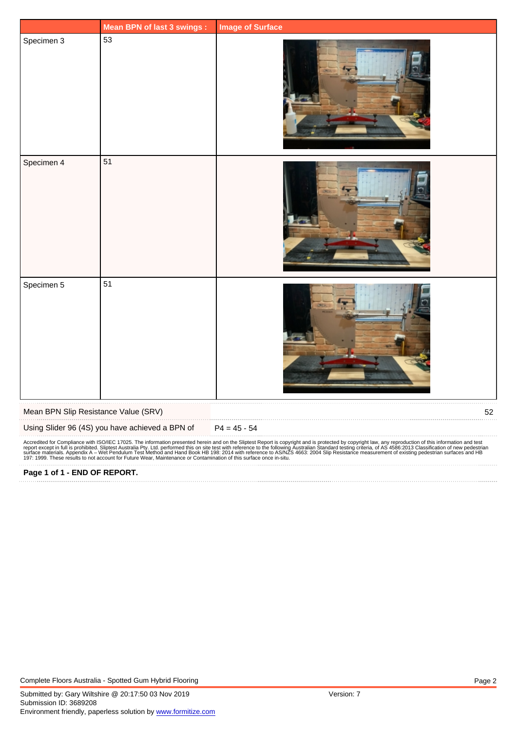| | Mean BPN of last 3 swings : | Image of Surface |
|---|---|---|
| Specimen 3 | 53 | |
| Specimen 4 | 51 | |
| Specimen 5 | 51 | |

| | |
|---|---|
| Mean BPN Slip Resistance Value (SRV) | 52 |
| Using Slider 96 (4S) you have achieved a BPN of | P4 = 45 - 54 |

Accredited for Compliance with ISO/IEC 17025. The information presented herein and on the Sliptest Report is copyright and is protected by copyright law, any reproduction of this information and test report except in full is prohibited. Sliptest Australia Pty. Ltd. performed this on site test with reference to the following Australian Standard testing criteria, of AS 4586:2013 Classification of new pedestrian surface materials. Appendix A – Wet Pendulum Test Method and Hand Book HB 198: 2014 with reference to AS/NZS 4663: 2004 Slip Resistance measurement of existing pedestrian surfaces and HB 197: 1999. These results to not account for Future Wear, Maintenance or Contamination of this surface once in-situ.

**Page 1 of 1 - END OF REPORT.**

Complete Floors Australia - Spotted Gum Hybrid Flooring

Submitted by: Gary Wiltshire @ 20:17:50 03 Nov 2019
Submission ID: 3689208
Version: 7
Environment friendly, paperless solution by [www.formitize.com](www.formitize.com)